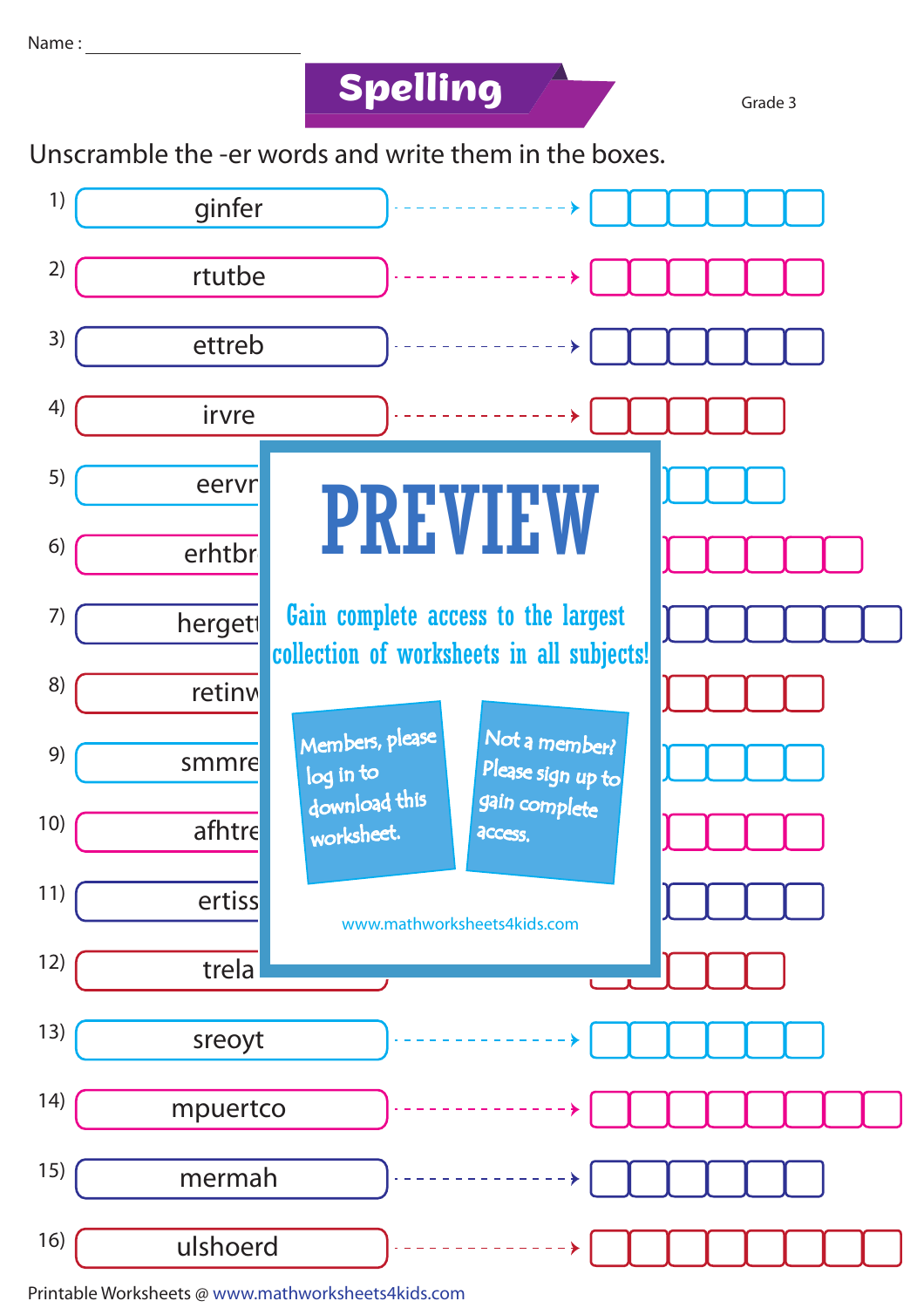Name : ____________________

# Spelling

Grade 3

Unscramble the -er words and write them in the boxes.

1) ginfer → ☐☐☐☐☐☐

2) rtutbe → ☐☐☐☐☐☐

3) ettreb → ☐☐☐☐☐☐

4) irvre → ☐☐☐☐☐

5) eervr

6) erhtbr

7) hergett

8) retinw

9) smmre

10) afhtre

11) ertiss

12) trela

13) sreoyt → ☐☐☐☐☐☐

14) mpuertco → ☐☐☐☐☐☐☐☐

15) mermah → ☐☐☐☐☐☐

16) ulshoerd → ☐☐☐☐☐☐☐☐

PREVIEW

Gain complete access to the largest collection of worksheets in all subjects!

Members, please log in to download this worksheet.

Not a member? Please sign up to gain complete access.

www.mathworksheets4kids.com

Printable Worksheets @ www.mathworksheets4kids.com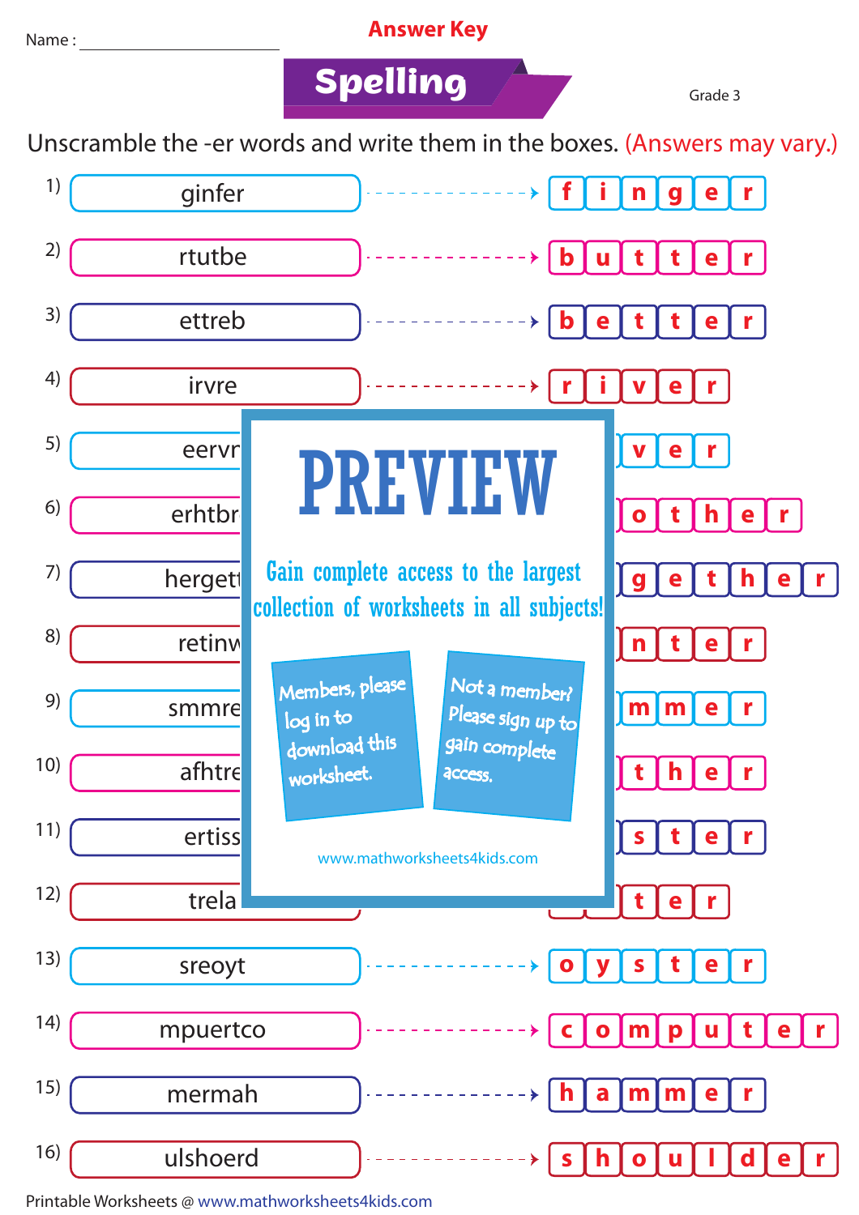Name : ____________________

**Answer Key**

# Spelling

Grade 3

Unscramble the -er words and write them in the boxes. (Answers may vary.)

1) ginfer → f i n g e r

2) rtutbe → b u t t e r

3) ettreb → b e t t e r

4) irvre → r i v e r

5) eervr → v e r

6) erhtbr → o t h e r

7) hergett → g e t h e r

8) retinw → n t e r

9) smmre → m m e r

10) afhtre → t h e r

11) ertiss → s t e r

12) trela → t e r

13) sreoyt → o y s t e r

14) mpuertco → c o m p u t e r

15) mermah → h a m m e r

16) ulshoerd → s h o u l d e r

PREVIEW

Gain complete access to the largest collection of worksheets in all subjects!

Members, please log in to download this worksheet.

Not a member? Please sign up to gain complete access.

www.mathworksheets4kids.com

Printable Worksheets @ www.mathworksheets4kids.com